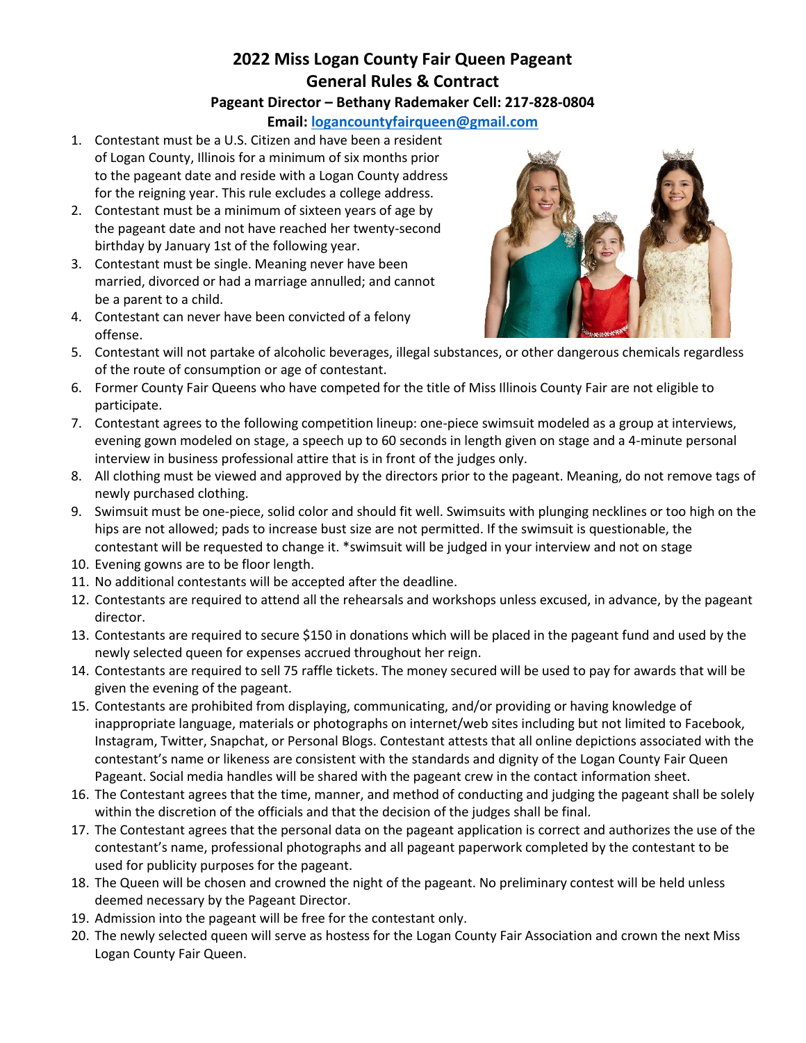# 2022 Miss Logan County Fair Queen Pageant
## General Rules & Contract
### Pageant Director – Bethany Rademaker Cell: 217-828-0804
### Email: logancountyfairqueen@gmail.com

1. Contestant must be a U.S. Citizen and have been a resident of Logan County, Illinois for a minimum of six months prior to the pageant date and reside with a Logan County address for the reigning year. This rule excludes a college address.
2. Contestant must be a minimum of sixteen years of age by the pageant date and not have reached her twenty-second birthday by January 1st of the following year.
3. Contestant must be single. Meaning never have been married, divorced or had a marriage annulled; and cannot be a parent to a child.
4. Contestant can never have been convicted of a felony offense.
5. Contestant will not partake of alcoholic beverages, illegal substances, or other dangerous chemicals regardless of the route of consumption or age of contestant.
6. Former County Fair Queens who have competed for the title of Miss Illinois County Fair are not eligible to participate.
7. Contestant agrees to the following competition lineup: one-piece swimsuit modeled as a group at interviews, evening gown modeled on stage, a speech up to 60 seconds in length given on stage and a 4-minute personal interview in business professional attire that is in front of the judges only.
8. All clothing must be viewed and approved by the directors prior to the pageant. Meaning, do not remove tags of newly purchased clothing.
9. Swimsuit must be one-piece, solid color and should fit well. Swimsuits with plunging necklines or too high on the hips are not allowed; pads to increase bust size are not permitted. If the swimsuit is questionable, the contestant will be requested to change it. *swimsuit will be judged in your interview and not on stage
10. Evening gowns are to be floor length.
11. No additional contestants will be accepted after the deadline.
12. Contestants are required to attend all the rehearsals and workshops unless excused, in advance, by the pageant director.
13. Contestants are required to secure $150 in donations which will be placed in the pageant fund and used by the newly selected queen for expenses accrued throughout her reign.
14. Contestants are required to sell 75 raffle tickets. The money secured will be used to pay for awards that will be given the evening of the pageant.
15. Contestants are prohibited from displaying, communicating, and/or providing or having knowledge of inappropriate language, materials or photographs on internet/web sites including but not limited to Facebook, Instagram, Twitter, Snapchat, or Personal Blogs. Contestant attests that all online depictions associated with the contestant's name or likeness are consistent with the standards and dignity of the Logan County Fair Queen Pageant. Social media handles will be shared with the pageant crew in the contact information sheet.
16. The Contestant agrees that the time, manner, and method of conducting and judging the pageant shall be solely within the discretion of the officials and that the decision of the judges shall be final.
17. The Contestant agrees that the personal data on the pageant application is correct and authorizes the use of the contestant's name, professional photographs and all pageant paperwork completed by the contestant to be used for publicity purposes for the pageant.
18. The Queen will be chosen and crowned the night of the pageant. No preliminary contest will be held unless deemed necessary by the Pageant Director.
19. Admission into the pageant will be free for the contestant only.
20. The newly selected queen will serve as hostess for the Logan County Fair Association and crown the next Miss Logan County Fair Queen.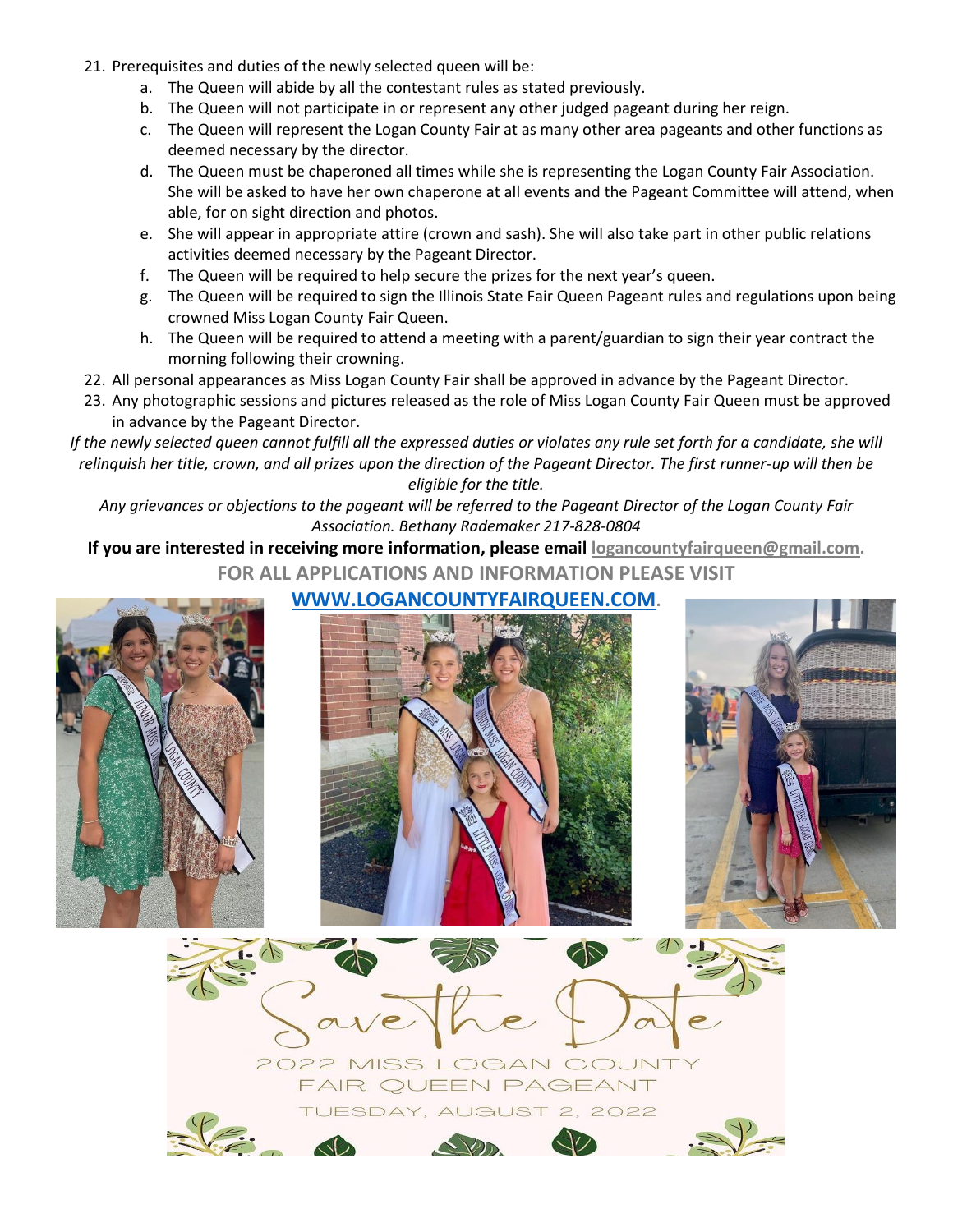21. Prerequisites and duties of the newly selected queen will be:
    a. The Queen will abide by all the contestant rules as stated previously.
    b. The Queen will not participate in or represent any other judged pageant during her reign.
    c. The Queen will represent the Logan County Fair at as many other area pageants and other functions as deemed necessary by the director.
    d. The Queen must be chaperoned all times while she is representing the Logan County Fair Association. She will be asked to have her own chaperone at all events and the Pageant Committee will attend, when able, for on sight direction and photos.
    e. She will appear in appropriate attire (crown and sash). She will also take part in other public relations activities deemed necessary by the Pageant Director.
    f. The Queen will be required to help secure the prizes for the next year's queen.
    g. The Queen will be required to sign the Illinois State Fair Queen Pageant rules and regulations upon being crowned Miss Logan County Fair Queen.
    h. The Queen will be required to attend a meeting with a parent/guardian to sign their year contract the morning following their crowning.
22. All personal appearances as Miss Logan County Fair shall be approved in advance by the Pageant Director.
23. Any photographic sessions and pictures released as the role of Miss Logan County Fair Queen must be approved in advance by the Pageant Director.

*If the newly selected queen cannot fulfill all the expressed duties or violates any rule set forth for a candidate, she will relinquish her title, crown, and all prizes upon the direction of the Pageant Director. The first runner-up will then be eligible for the title.*

*Any grievances or objections to the pageant will be referred to the Pageant Director of the Logan County Fair Association. Bethany Rademaker 217-828-0804*

**If you are interested in receiving more information, please email logancountyfairqueen@gmail.com.**

**FOR ALL APPLICATIONS AND INFORMATION PLEASE VISIT WWW.LOGANCOUNTYFAIRQUEEN.COM.**

Save the Date

2022 MISS LOGAN COUNTY FAIR QUEEN PAGEANT

TUESDAY, AUGUST 2, 2022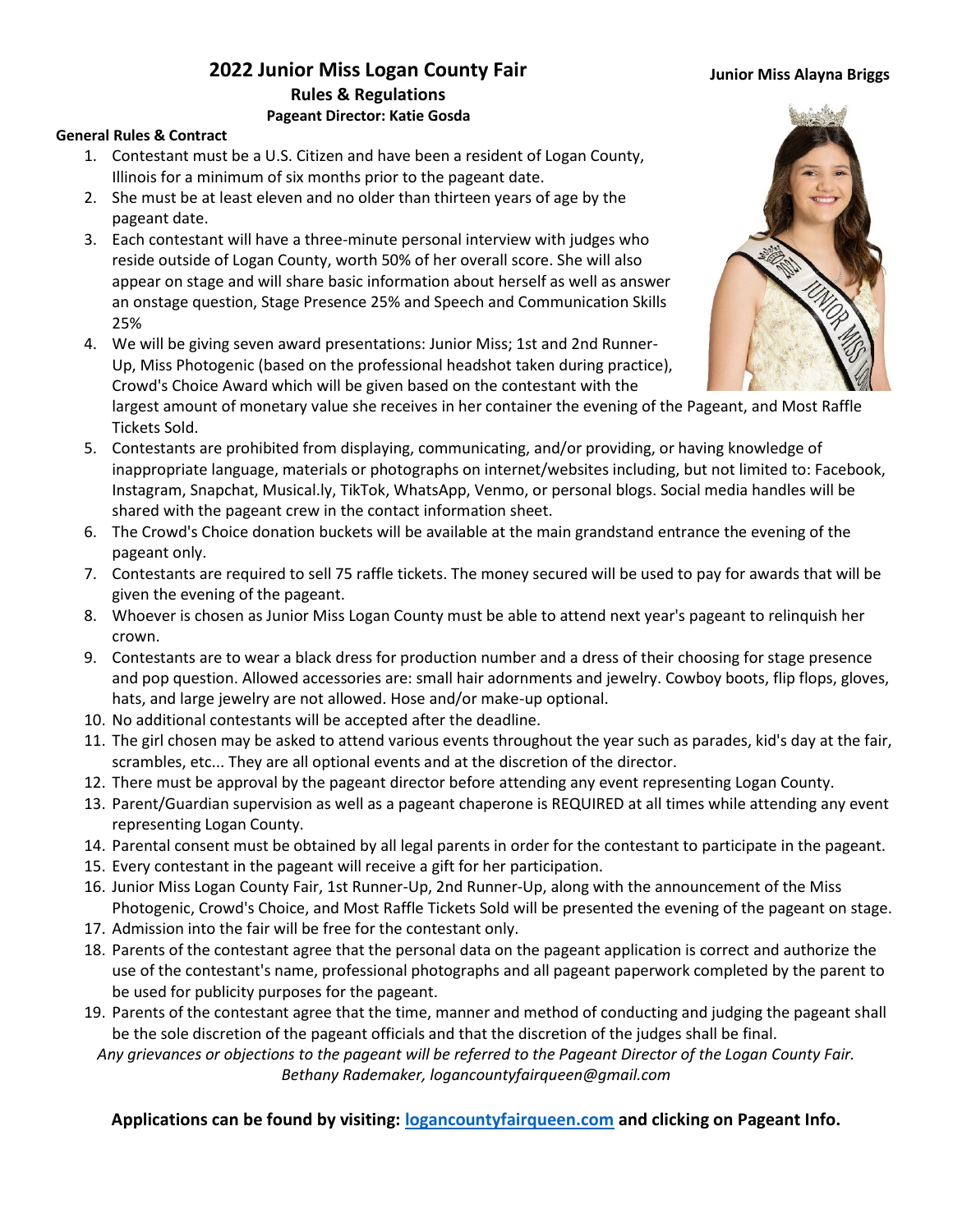# 2022 Junior Miss Logan County Fair

## Rules & Regulations

### Pageant Director: Katie Gosda

**Junior Miss Alayna Briggs**

**General Rules & Contract**

1. Contestant must be a U.S. Citizen and have been a resident of Logan County, Illinois for a minimum of six months prior to the pageant date.
2. She must be at least eleven and no older than thirteen years of age by the pageant date.
3. Each contestant will have a three-minute personal interview with judges who reside outside of Logan County, worth 50% of her overall score. She will also appear on stage and will share basic information about herself as well as answer an onstage question, Stage Presence 25% and Speech and Communication Skills 25%
4. We will be giving seven award presentations: Junior Miss; 1st and 2nd Runner-Up, Miss Photogenic (based on the professional headshot taken during practice), Crowd's Choice Award which will be given based on the contestant with the largest amount of monetary value she receives in her container the evening of the Pageant, and Most Raffle Tickets Sold.
5. Contestants are prohibited from displaying, communicating, and/or providing, or having knowledge of inappropriate language, materials or photographs on internet/websites including, but not limited to: Facebook, Instagram, Snapchat, Musical.ly, TikTok, WhatsApp, Venmo, or personal blogs. Social media handles will be shared with the pageant crew in the contact information sheet.
6. The Crowd's Choice donation buckets will be available at the main grandstand entrance the evening of the pageant only.
7. Contestants are required to sell 75 raffle tickets. The money secured will be used to pay for awards that will be given the evening of the pageant.
8. Whoever is chosen as Junior Miss Logan County must be able to attend next year's pageant to relinquish her crown.
9. Contestants are to wear a black dress for production number and a dress of their choosing for stage presence and pop question. Allowed accessories are: small hair adornments and jewelry. Cowboy boots, flip flops, gloves, hats, and large jewelry are not allowed. Hose and/or make-up optional.
10. No additional contestants will be accepted after the deadline.
11. The girl chosen may be asked to attend various events throughout the year such as parades, kid's day at the fair, scrambles, etc... They are all optional events and at the discretion of the director.
12. There must be approval by the pageant director before attending any event representing Logan County.
13. Parent/Guardian supervision as well as a pageant chaperone is REQUIRED at all times while attending any event representing Logan County.
14. Parental consent must be obtained by all legal parents in order for the contestant to participate in the pageant.
15. Every contestant in the pageant will receive a gift for her participation.
16. Junior Miss Logan County Fair, 1st Runner-Up, 2nd Runner-Up, along with the announcement of the Miss Photogenic, Crowd's Choice, and Most Raffle Tickets Sold will be presented the evening of the pageant on stage.
17. Admission into the fair will be free for the contestant only.
18. Parents of the contestant agree that the personal data on the pageant application is correct and authorize the use of the contestant's name, professional photographs and all pageant paperwork completed by the parent to be used for publicity purposes for the pageant.
19. Parents of the contestant agree that the time, manner and method of conducting and judging the pageant shall be the sole discretion of the pageant officials and that the discretion of the judges shall be final.

*Any grievances or objections to the pageant will be referred to the Pageant Director of the Logan County Fair. Bethany Rademaker, logancountyfairqueen@gmail.com*

**Applications can be found by visiting: [logancountyfairqueen.com](logancountyfairqueen.com) and clicking on Pageant Info.**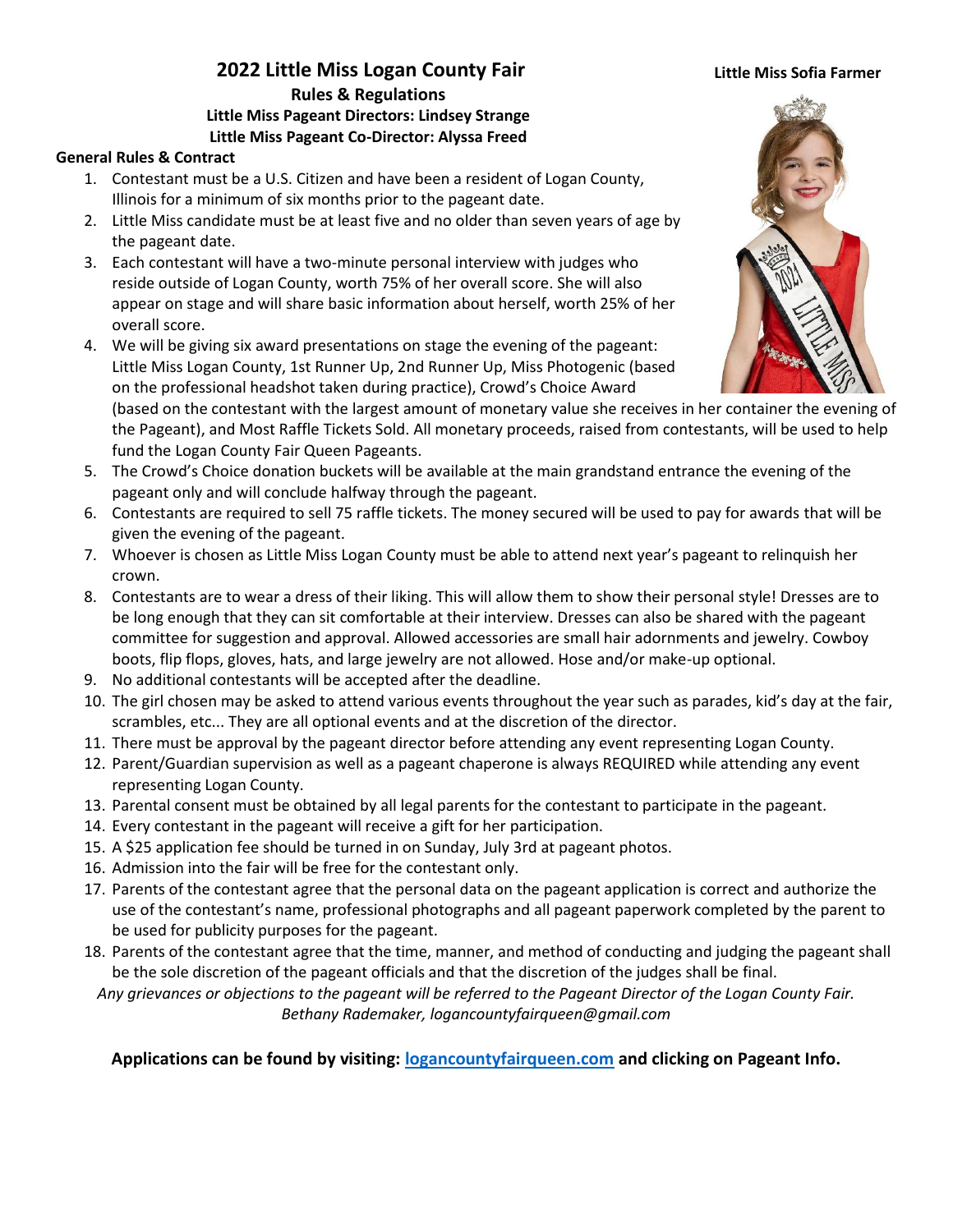# 2022 Little Miss Logan County Fair

**Little Miss Sofia Farmer**

## Rules & Regulations

**Little Miss Pageant Directors: Lindsey Strange**

**Little Miss Pageant Co-Director: Alyssa Freed**

**General Rules & Contract**

1. Contestant must be a U.S. Citizen and have been a resident of Logan County, Illinois for a minimum of six months prior to the pageant date.
2. Little Miss candidate must be at least five and no older than seven years of age by the pageant date.
3. Each contestant will have a two-minute personal interview with judges who reside outside of Logan County, worth 75% of her overall score. She will also appear on stage and will share basic information about herself, worth 25% of her overall score.
4. We will be giving six award presentations on stage the evening of the pageant: Little Miss Logan County, 1st Runner Up, 2nd Runner Up, Miss Photogenic (based on the professional headshot taken during practice), Crowd's Choice Award (based on the contestant with the largest amount of monetary value she receives in her container the evening of the Pageant), and Most Raffle Tickets Sold. All monetary proceeds, raised from contestants, will be used to help fund the Logan County Fair Queen Pageants.
5. The Crowd's Choice donation buckets will be available at the main grandstand entrance the evening of the pageant only and will conclude halfway through the pageant.
6. Contestants are required to sell 75 raffle tickets. The money secured will be used to pay for awards that will be given the evening of the pageant.
7. Whoever is chosen as Little Miss Logan County must be able to attend next year's pageant to relinquish her crown.
8. Contestants are to wear a dress of their liking. This will allow them to show their personal style! Dresses are to be long enough that they can sit comfortable at their interview. Dresses can also be shared with the pageant committee for suggestion and approval. Allowed accessories are small hair adornments and jewelry. Cowboy boots, flip flops, gloves, hats, and large jewelry are not allowed. Hose and/or make-up optional.
9. No additional contestants will be accepted after the deadline.
10. The girl chosen may be asked to attend various events throughout the year such as parades, kid's day at the fair, scrambles, etc... They are all optional events and at the discretion of the director.
11. There must be approval by the pageant director before attending any event representing Logan County.
12. Parent/Guardian supervision as well as a pageant chaperone is always REQUIRED while attending any event representing Logan County.
13. Parental consent must be obtained by all legal parents for the contestant to participate in the pageant.
14. Every contestant in the pageant will receive a gift for her participation.
15. A $25 application fee should be turned in on Sunday, July 3rd at pageant photos.
16. Admission into the fair will be free for the contestant only.
17. Parents of the contestant agree that the personal data on the pageant application is correct and authorize the use of the contestant's name, professional photographs and all pageant paperwork completed by the parent to be used for publicity purposes for the pageant.
18. Parents of the contestant agree that the time, manner, and method of conducting and judging the pageant shall be the sole discretion of the pageant officials and that the discretion of the judges shall be final.

*Any grievances or objections to the pageant will be referred to the Pageant Director of the Logan County Fair. Bethany Rademaker, logancountyfairqueen@gmail.com*

**Applications can be found by visiting: [logancountyfairqueen.com](logancountyfairqueen.com) and clicking on Pageant Info.**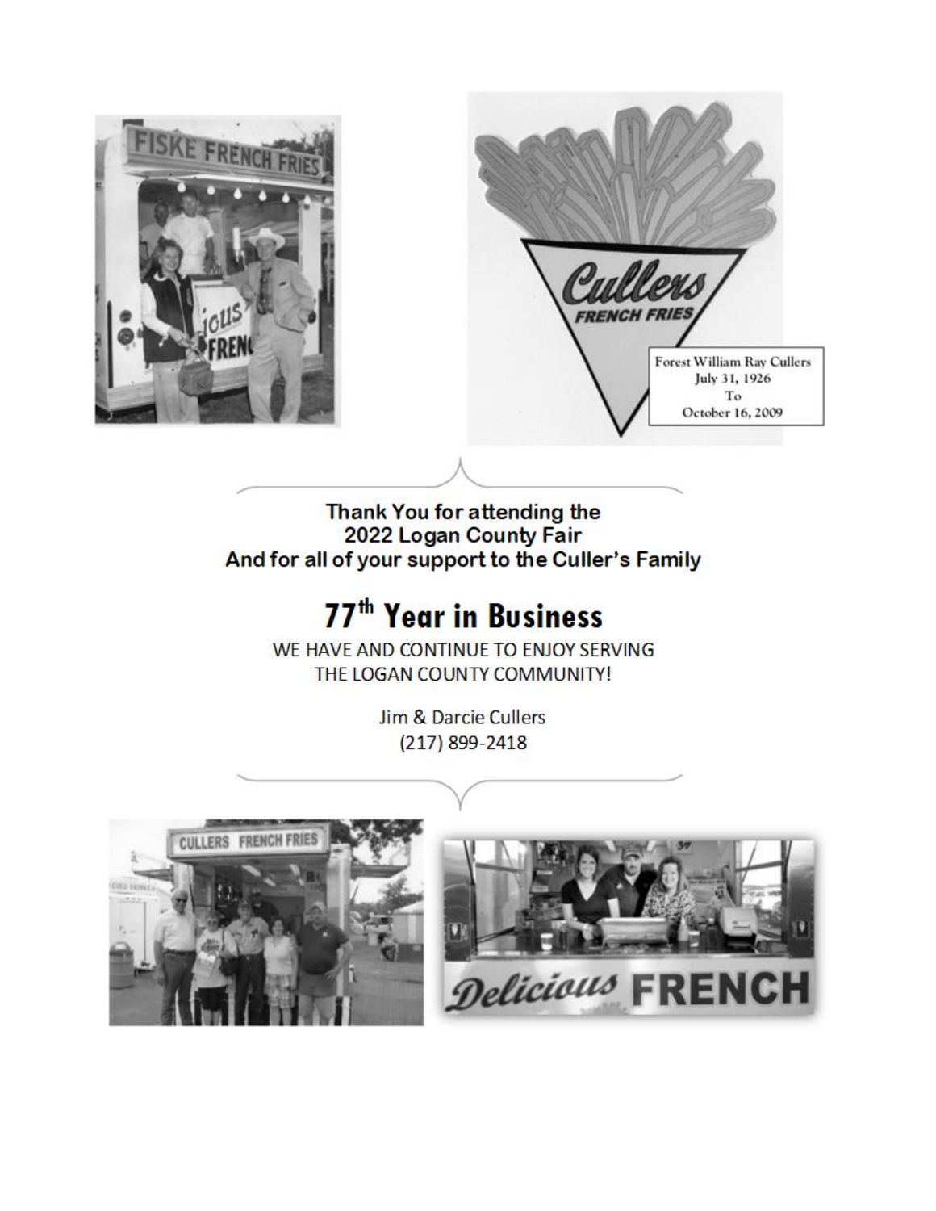Forest William Ray Cullers
July 31, 1926
To
October 16, 2009

**Thank You for attending the**
**2022 Logan County Fair**
**And for all of your support to the Culler's Family**

# 77th Year in Business

WE HAVE AND CONTINUE TO ENJOY SERVING
THE LOGAN COUNTY COMMUNITY!

Jim & Darcie Cullers
(217) 899-2418